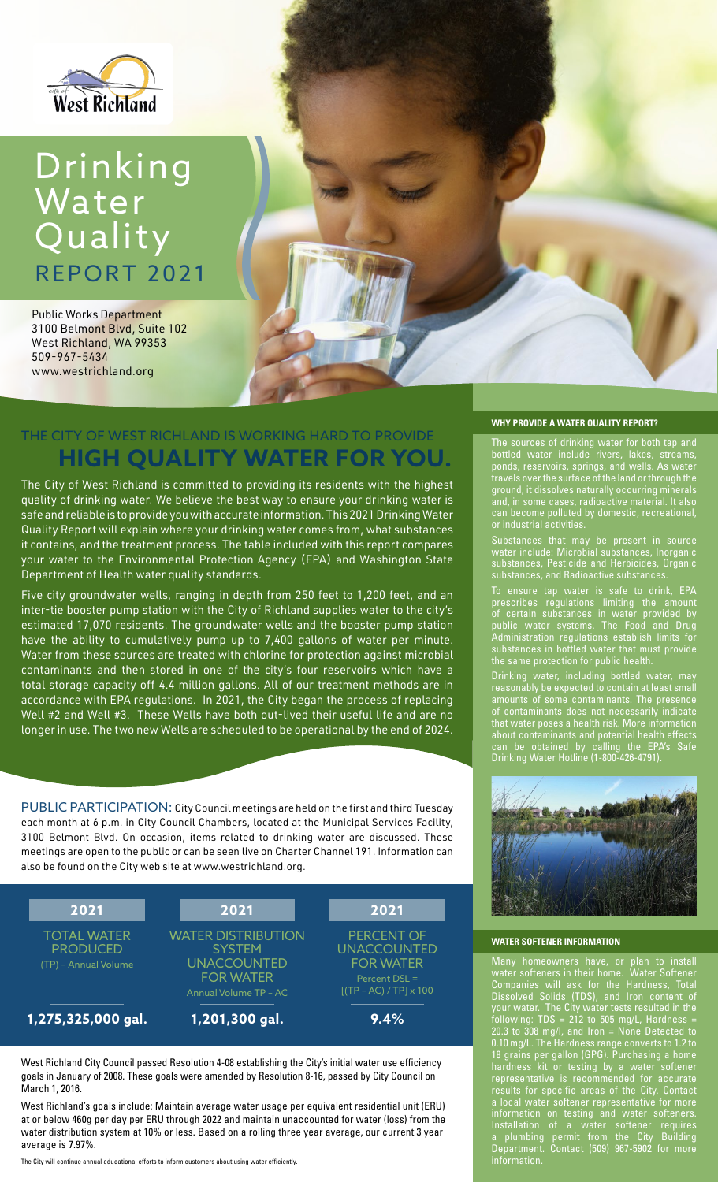# Drinking Water Quality REPORT 2021

Public Works Department
3100 Belmont Blvd, Suite 102
West Richland, WA 99353
509-967-5434
www.westrichland.org

## THE CITY OF WEST RICHLAND IS WORKING HARD TO PROVIDE **HIGH QUALITY WATER FOR YOU.**

The City of West Richland is committed to providing its residents with the highest quality of drinking water. We believe the best way to ensure your drinking water is safe and reliable is to provide you with accurate information. This 2021 Drinking Water Quality Report will explain where your drinking water comes from, what substances it contains, and the treatment process. The table included with this report compares your water to the Environmental Protection Agency (EPA) and Washington State Department of Health water quality standards.

Five city groundwater wells, ranging in depth from 250 feet to 1,200 feet, and an inter-tie booster pump station with the City of Richland supplies water to the city's estimated 17,070 residents. The groundwater wells and the booster pump station have the ability to cumulatively pump up to 7,400 gallons of water per minute. Water from these sources are treated with chlorine for protection against microbial contaminants and then stored in one of the city's four reservoirs which have a total storage capacity off 4.4 million gallons. All of our treatment methods are in accordance with EPA regulations. In 2021, the City began the process of replacing Well #2 and Well #3. These Wells have both out-lived their useful life and are no longer in use. The two new Wells are scheduled to be operational by the end of 2024.

PUBLIC PARTICIPATION: City Council meetings are held on the first and third Tuesday each month at 6 p.m. in City Council Chambers, located at the Municipal Services Facility, 3100 Belmont Blvd. On occasion, items related to drinking water are discussed. These meetings are open to the public or can be seen live on Charter Channel 191. Information can also be found on the City web site at www.westrichland.org.

| 2021 | 2021 | 2021 |
|---|---|---|
| TOTAL WATER PRODUCED (TP) – Annual Volume | WATER DISTRIBUTION SYSTEM UNACCOUNTED FOR WATER Annual Volume TP – AC | PERCENT OF UNACCOUNTED FOR WATER Percent DSL = [(TP – AC) / TP] x 100 |
| 1,275,325,000 gal. | 1,201,300 gal. | 9.4% |

West Richland City Council passed Resolution 4-08 establishing the City's initial water use efficiency goals in January of 2008. These goals were amended by Resolution 8-16, passed by City Council on March 1, 2016.

West Richland's goals include: Maintain average water usage per equivalent residential unit (ERU) at or below 460g per day per ERU through 2022 and maintain unaccounted for water (loss) from the water distribution system at 10% or less. Based on a rolling three year average, our current 3 year average is 7.97%.

The City will continue annual educational efforts to inform customers about using water efficiently.

### WHY PROVIDE A WATER QUALITY REPORT?

The sources of drinking water for both tap and bottled water include rivers, lakes, streams, ponds, reservoirs, springs, and wells. As water travels over the surface of the land or through the ground, it dissolves naturally occurring minerals and, in some cases, radioactive material. It also can become polluted by domestic, recreational, or industrial activities.

Substances that may be present in source water include: Microbial substances, Inorganic substances, Pesticide and Herbicides, Organic substances, and Radioactive substances.

To ensure tap water is safe to drink, EPA prescribes regulations limiting the amount of certain substances in water provided by public water systems. The Food and Drug Administration regulations establish limits for substances in bottled water that must provide the same protection for public health.

Drinking water, including bottled water, may reasonably be expected to contain at least small amounts of some contaminants. The presence of contaminants does not necessarily indicate that water poses a health risk. More information about contaminants and potential health effects can be obtained by calling the EPA's Safe Drinking Water Hotline (1-800-426-4791).

### WATER SOFTENER INFORMATION

Many homeowners have, or plan to install water softeners in their home. Water Softener Companies will ask for the Hardness, Total Dissolved Solids (TDS), and Iron content of your water. The City water tests resulted in the following: TDS = 212 to 505 mg/L, Hardness = 20.3 to 308 mg/l, and Iron = None Detected to 0.10 mg/L. The Hardness range converts to 1.2 to 18 grains per gallon (GPG). Purchasing a home hardness kit or testing by a water softener representative is recommended for accurate results for specific areas of the City. Contact a local water softener representative for more information on testing and water softeners. Installation of a water softener requires a plumbing permit from the City Building Department. Contact (509) 967-5902 for more information.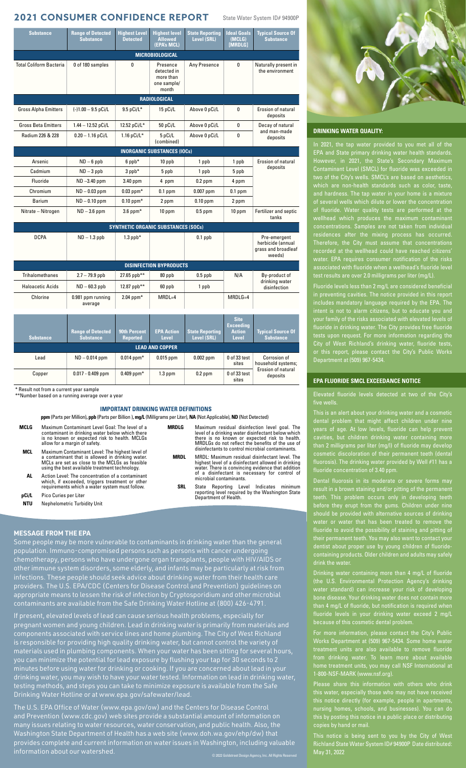# 2021 CONSUMER CONFIDENCE REPORT

State Water System ID# 94900P

| Substance | Range of Detected Substance | Highest Level Detected | Highest level Allowed (EPA's MCL) | State Reporting Level (SRL) | Ideal Goals (MCLG) [MRDLG] | Typical Source Of Substance |
|---|---|---|---|---|---|---|
| **MICROBIOLOGICAL** | | | | | | |
| Total Coliform Bacteria | 0 of 180 samples | 0 | Presence detected in more than one sample/ month | Any Presence | 0 | Naturally present in the environment |
| **RADIOLOGICAL** | | | | | | |
| Gross Alpha Emitters | (-)1.00 – 9.5 pCi/L | 9.5 pCi/L* | 15 pCi/L | Above 0 pCi/L | 0 | Erosion of natural deposits |
| Gross Beta Emitters | 1.44 – 12.52 pCi/L | 12.52 pCi/L* | 50 pCi/L | Above 0 pCi/L | 0 | Decay of natural and man-made deposits |
| Radium 226 & 228 | 0.20 – 1.16 pCi/L | 1.16 pCi/L* | 5 pCi/L (combined) | Above 0 pCi/L | 0 | |
| **INORGANIC SUBSTANCES (IOCs)** | | | | | | |
| Arsenic | ND – 6 ppb | 6 ppb* | 10 ppb | 1 ppb | 1 ppb | Erosion of natural deposits |
| Cadmium | ND – 3 ppb | 3 ppb* | 5 ppb | 1 ppb | 5 ppb | |
| Fluoride | ND –3.40 ppm | 3.40 ppm | 4 ppm | 0.2 ppm | 4 ppm | |
| Chromium | ND – 0.03 ppm | 0.03 ppm* | 0.1 ppm | 0.007 ppm | 0.1 ppm | |
| Barium | ND – 0.10 ppm | 0.10 ppm* | 2 ppm | 0.10 ppm | 2 ppm | |
| Nitrate – Nitrogen | ND – 3.6 ppm | 3.6 ppm* | 10 ppm | 0.5 ppm | 10 ppm | Fertilizer and septic tanks |
| **SYNTHETIC ORGANIC SUBSTANCES (SOCs)** | | | | | | |
| DCPA | ND – 1.3 ppb | 1.3 ppb* | | 0.1 ppb | | Pre-emergent herbicide (annual grass and broadleaf weeds) |
| **DISINFECTION BYPRODUCTS** | | | | | | |
| Trihalomethanes | 2.7 – 79.9 ppb | 27.65 ppb** | 80 ppb | 0.5 ppb | N/A | By-product of drinking water disinfection |
| Haloacetic Acids | ND – 60.3 ppb | 12.87 ppb** | 60 ppb | 1 ppb | | |
| Chlorine | 0.981 ppm running average | 2.04 ppm* | MRDL=4 | | MRDLG=4 | |

| Substance | Range of Detected Substance | 90th Percent Reported | EPA Action Level | State Reporting Level (SRL) | Site Exceeding Action Level | Typical Source Of Substance |
|---|---|---|---|---|---|---|
| **LEAD AND COPPER** | | | | | | |
| Lead | ND – 0.014 ppm | 0.014 ppm* | 0.015 ppm | 0.002 ppm | 0 of 33 test sites | Corrosion of household systems; Erosion of natural deposits |
| Copper | 0.017 - 0.409 ppm | 0.409 ppm* | 1.3 ppm | 0.2 ppm | 0 of 33 test sites | |

\* Result not from a current year sample

\*\*Number based on a running average over a year

### IMPORTANT DRINKING WATER DEFINITIONS

**ppm** (Parts per Million), **ppb** (Parts per Billion), **mg/L** (Milligrams per Liter), **NA** (Not Applicable), **ND** (Not Detected)

- **MCLG** Maximum Contaminant Level Goal: The level of a contaminant in drinking water below which there is no known or expected risk to health. MCLGs allow for a margin of safety.
- **MCL** Maximum Contaminant Level: The highest level of a contaminant that is allowed in drinking water. MCLs are set as close to the MCLGs as feasible using the best available treatment technology.
- **AL** Action Level: The concentration of a contaminant which, if exceeded, triggers treatment or other requirements which a water system must follow.
- **pCi/L** Pico Curies per Liter
- **NTU** Nephelometric Turbidity Unit
- **MRDLG** Maximum residual disinfection level goal. The level of a drinking water disinfectant below which there is no known or expected risk to health. MRDLGs do not reflect the benefits of the use of disinfectants to control microbial contaminants.
- **MRDL** MRDL: Maximum residual disinfectant level. The highest level of a disinfectant allowed in drinking water. There is convincing evidence that addition of a disinfectant is necessary for control of microbial contaminants.
- **SRL** State Reporting Level Indicates minimum reporting level required by the Washington State Department of Health.

## MESSAGE FROM THE EPA

Some people may be more vulnerable to contaminants in drinking water than the general population. Immuno-compromised persons such as persons with cancer undergoing chemotherapy, persons who have undergone organ transplants, people with HIV/AIDS or other immune system disorders, some elderly, and infants may be particularly at risk from infections. These people should seek advice about drinking water from their health care providers. The U.S. EPA/CDC (Centers for Disease Control and Prevention) guidelines on appropriate means to lessen the risk of infection by Cryptosporidium and other microbial contaminants are available from the Safe Drinking Water Hotline at (800) 426-4791.

If present, elevated levels of lead can cause serious health problems, especially for pregnant women and young children. Lead in drinking water is primarily from materials and components associated with service lines and home plumbing. The City of West Richland is responsible for providing high quality drinking water, but cannot control the variety of materials used in plumbing components. When your water has been sitting for several hours, you can minimize the potential for lead exposure by flushing your tap for 30 seconds to 2 minutes before using water for drinking or cooking. If you are concerned about lead in your drinking water, you may wish to have your water tested. Information on lead in drinking water, testing methods, and steps you can take to minimize exposure is available from the Safe Drinking Water Hotline or at www.epa.gov/safewater/lead.

The U.S. EPA Office of Water (www.epa.gov/ow) and the Centers for Disease Control and Prevention (www.cdc.gov) web sites provide a substantial amount of information on many issues relating to water resources, water conservation, and public health. Also, the Washington State Department of Health has a web site (www.doh.wa.gov/ehp/dw) that provides complete and current information on water issues in Washington, including valuable information about our watershed.

© 2022 Goldstreet Design Agency, Inc. All Rights Reserved

## DRINKING WATER QUALITY:

In 2021, the tap water provided to you met all of the EPA and State primary drinking water health standards. However, in 2021, the State's Secondary Maximum Contaminant Level (SMCL) for fluoride was exceeded in two of the City's wells. SMCL's are based on aesthetics, which are non-health standards such as color, taste, and hardness. The tap water in your home is a mixture of several wells which dilute or lower the concentration of fluoride. Water quality tests are performed at the wellhead which produces the maximum contaminant concentrations. Samples are not taken from individual residences after the mixing process has occurred. Therefore, the City must assume that concentrations recorded at the wellhead could have reached citizens' water. EPA requires consumer notification of the risks associated with fluoride when a wellhead's fluoride level test results are over 2.0 milligrams per liter (mg/L).

Fluoride levels less than 2 mg/L are considered beneficial in preventing cavities. The notice provided in this report includes mandatory language required by the EPA. The intent is not to alarm citizens, but to educate you and your family of the risks associated with elevated levels of fluoride in drinking water. The City provides free fluoride tests upon request. For more information regarding the City of West Richland's drinking water, fluoride tests, or this report, please contact the City's Public Works Department at (509) 967-5434.

## EPA FLUORIDE SMCL EXCEEDANCE NOTICE

Elevated fluoride levels detected at two of the City's five wells.

This is an alert about your drinking water and a cosmetic dental problem that might affect children under nine years of age. At low levels, fluoride can help prevent cavities, but children drinking water containing more than 2 milligrams per liter (mg/l) of fluoride may develop cosmetic discoloration of their permanent teeth (dental fluorosis). The drinking water provided by Well #11 has a fluoride concentration of 3.40 ppm.

Dental fluorosis in its moderate or severe forms may result in a brown staining and/or pitting of the permanent teeth. This problem occurs only in developing teeth before they erupt from the gums. Children under nine should be provided with alternative sources of drinking water or water that has been treated to remove the fluoride to avoid the possibility of staining and pitting of their permanent teeth. You may also want to contact your dentist about proper use by young children of fluoride-containing products. Older children and adults may safely drink the water.

Drinking water containing more than 4 mg/L of fluoride (the U.S. Environmental Protection Agency's drinking water standard) can increase your risk of developing bone disease. Your drinking water does not contain more than 4 mg/L of fluoride, but notification is required when fluoride levels in your drinking water exceed 2 mg/L because of this cosmetic dental problem.

For more information, please contact the City's Public Works Department at (509) 967-5434. Some home water treatment units are also available to remove fluoride from drinking water. To learn more about available home treatment units, you may call NSF International at 1-800-NSF-MARK (www.nsf.org).

Please share this information with others who drink this water, especially those who may not have received this notice directly (for example, people in apartments, nursing homes, schools, and businesses). You can do this by posting this notice in a public place or distributing copies by hand or mail.

This notice is being sent to you by the City of West Richland State Water System ID# 94900P Date distributed: May 31, 2022